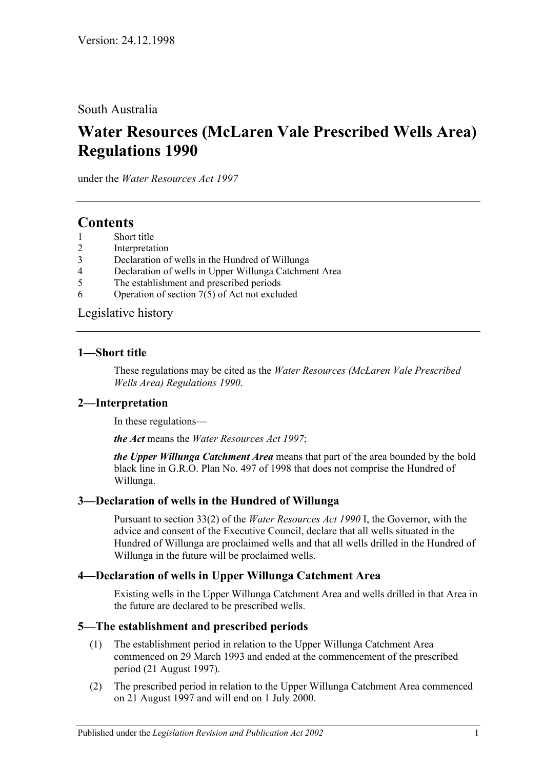Version: 24.12.1998

South Australia

# Water Resources (McLaren Vale Prescribed Wells Area) Regulations 1990

under the *Water Resources Act 1997*

## Contents

1 Short title
2 Interpretation
3 Declaration of wells in the Hundred of Willunga
4 Declaration of wells in Upper Willunga Catchment Area
5 The establishment and prescribed periods
6 Operation of section 7(5) of Act not excluded

Legislative history

### 1—Short title

These regulations may be cited as the *Water Resources (McLaren Vale Prescribed Wells Area) Regulations 1990*.

### 2—Interpretation

In these regulations—

***the Act*** means the *Water Resources Act 1997*;

***the Upper Willunga Catchment Area*** means that part of the area bounded by the bold black line in G.R.O. Plan No. 497 of 1998 that does not comprise the Hundred of Willunga.

### 3—Declaration of wells in the Hundred of Willunga

Pursuant to section 33(2) of the *Water Resources Act 1990* I, the Governor, with the advice and consent of the Executive Council, declare that all wells situated in the Hundred of Willunga are proclaimed wells and that all wells drilled in the Hundred of Willunga in the future will be proclaimed wells.

### 4—Declaration of wells in Upper Willunga Catchment Area

Existing wells in the Upper Willunga Catchment Area and wells drilled in that Area in the future are declared to be prescribed wells.

### 5—The establishment and prescribed periods

(1) The establishment period in relation to the Upper Willunga Catchment Area commenced on 29 March 1993 and ended at the commencement of the prescribed period (21 August 1997).

(2) The prescribed period in relation to the Upper Willunga Catchment Area commenced on 21 August 1997 and will end on 1 July 2000.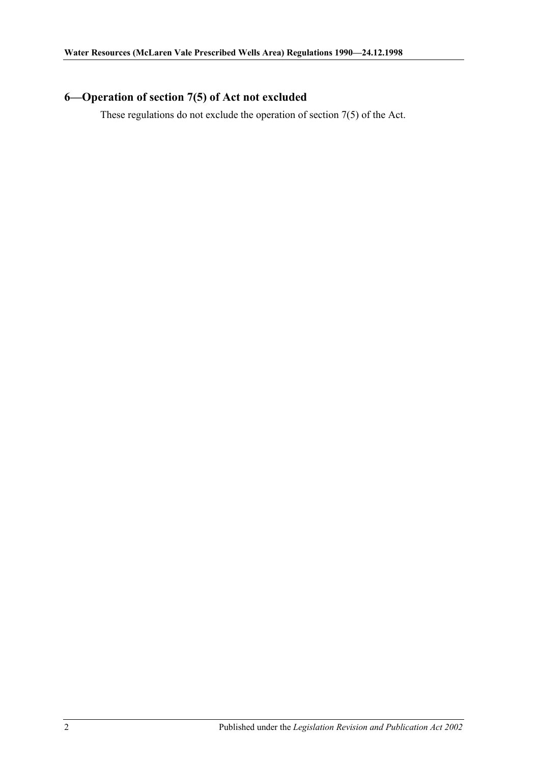## 6—Operation of section 7(5) of Act not excluded

These regulations do not exclude the operation of section 7(5) of the Act.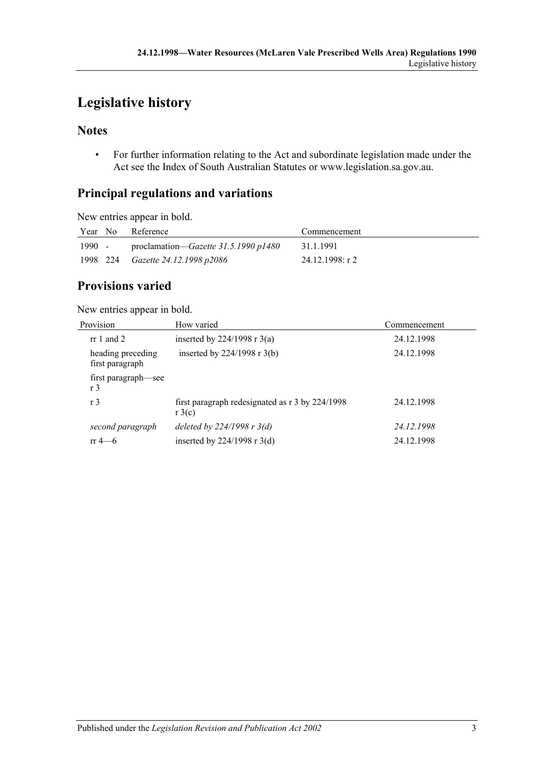# Legislative history

## Notes

- For further information relating to the Act and subordinate legislation made under the Act see the Index of South Australian Statutes or www.legislation.sa.gov.au.

## Principal regulations and variations

New entries appear in bold.

| Year | No | Reference | Commencement |
|---|---|---|---|
| 1990 | - | proclamation—*Gazette 31.5.1990 p1480* | 31.1.1991 |
| 1998 | 224 | *Gazette 24.12.1998 p2086* | 24.12.1998: r 2 |

## Provisions varied

New entries appear in bold.

| Provision | How varied | Commencement |
|---|---|---|
| rr 1 and 2 | inserted by 224/1998 r 3(a) | 24.12.1998 |
| heading preceding first paragraph | inserted by 224/1998 r 3(b) | 24.12.1998 |
| first paragraph—see r 3 | | |
| r 3 | first paragraph redesignated as r 3 by 224/1998 r 3(c) | 24.12.1998 |
| *second paragraph* | *deleted by 224/1998 r 3(d)* | *24.12.1998* |
| rr 4—6 | inserted by 224/1998 r 3(d) | 24.12.1998 |